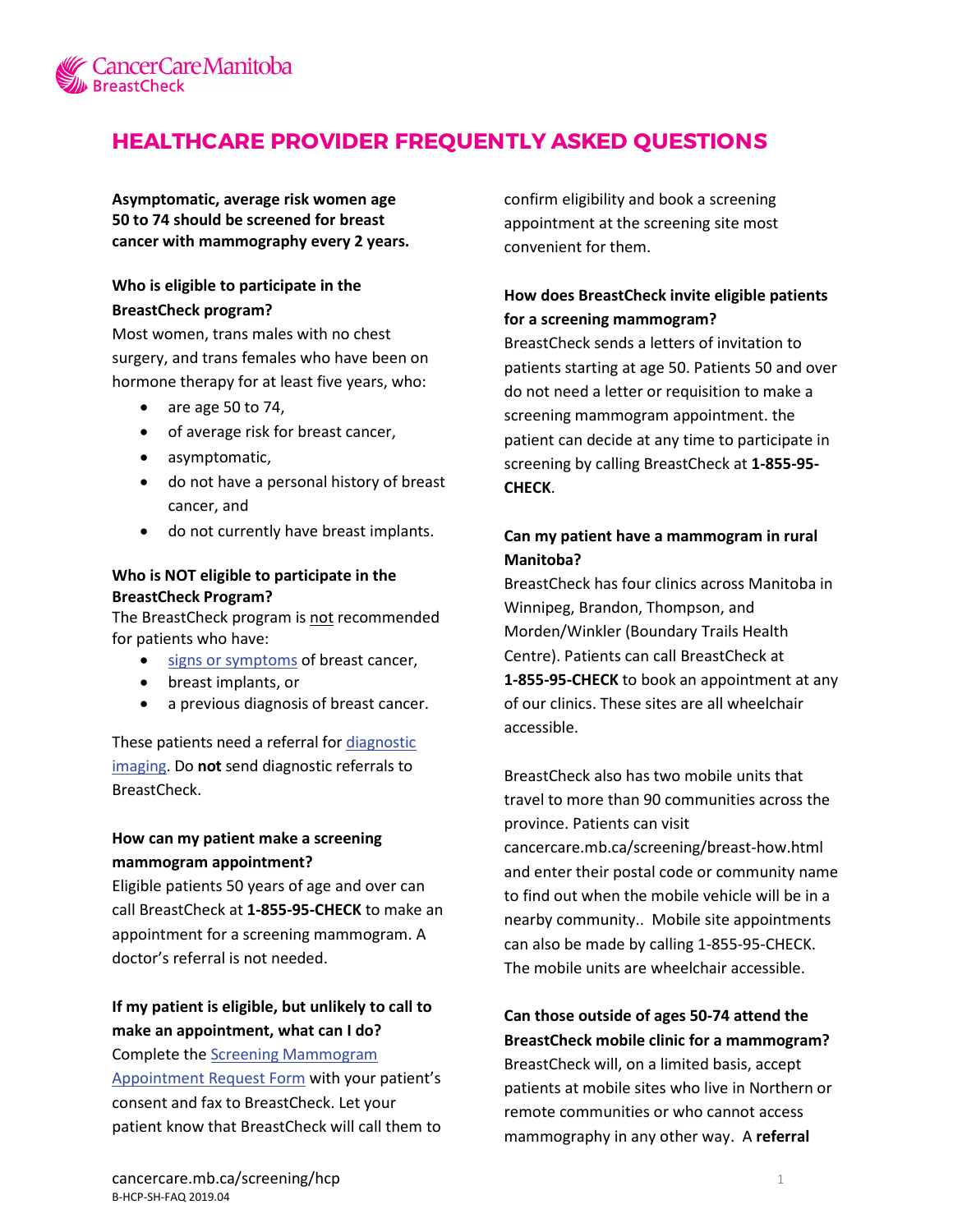# HEALTHCARE PROVIDER FREQUENTLY ASKED QUESTIONS

**Asymptomatic, average risk women age 50 to 74 should be screened for breast cancer with mammography every 2 years.**

### Who is eligible to participate in the BreastCheck program?

Most women, trans males with no chest surgery, and trans females who have been on hormone therapy for at least five years, who:

- are age 50 to 74,
- of average risk for breast cancer,
- asymptomatic,
- do not have a personal history of breast cancer, and
- do not currently have breast implants.

### Who is NOT eligible to participate in the BreastCheck Program?

The BreastCheck program is not recommended for patients who have:

- signs or symptoms of breast cancer,
- breast implants, or
- a previous diagnosis of breast cancer.

These patients need a referral for diagnostic imaging. Do **not** send diagnostic referrals to BreastCheck.

### How can my patient make a screening mammogram appointment?

Eligible patients 50 years of age and over can call BreastCheck at **1-855-95-CHECK** to make an appointment for a screening mammogram. A doctor's referral is not needed.

### If my patient is eligible, but unlikely to call to make an appointment, what can I do?

Complete the Screening Mammogram Appointment Request Form with your patient's consent and fax to BreastCheck. Let your patient know that BreastCheck will call them to confirm eligibility and book a screening appointment at the screening site most convenient for them.

### How does BreastCheck invite eligible patients for a screening mammogram?

BreastCheck sends a letters of invitation to patients starting at age 50. Patients 50 and over do not need a letter or requisition to make a screening mammogram appointment. the patient can decide at any time to participate in screening by calling BreastCheck at **1-855-95-CHECK**.

### Can my patient have a mammogram in rural Manitoba?

BreastCheck has four clinics across Manitoba in Winnipeg, Brandon, Thompson, and Morden/Winkler (Boundary Trails Health Centre). Patients can call BreastCheck at **1-855-95-CHECK** to book an appointment at any of our clinics. These sites are all wheelchair accessible.

BreastCheck also has two mobile units that travel to more than 90 communities across the province. Patients can visit cancercare.mb.ca/screening/breast-how.html and enter their postal code or community name to find out when the mobile vehicle will be in a nearby community.. Mobile site appointments can also be made by calling 1-855-95-CHECK. The mobile units are wheelchair accessible.

### Can those outside of ages 50-74 attend the BreastCheck mobile clinic for a mammogram?

BreastCheck will, on a limited basis, accept patients at mobile sites who live in Northern or remote communities or who cannot access mammography in any other way. A **referral**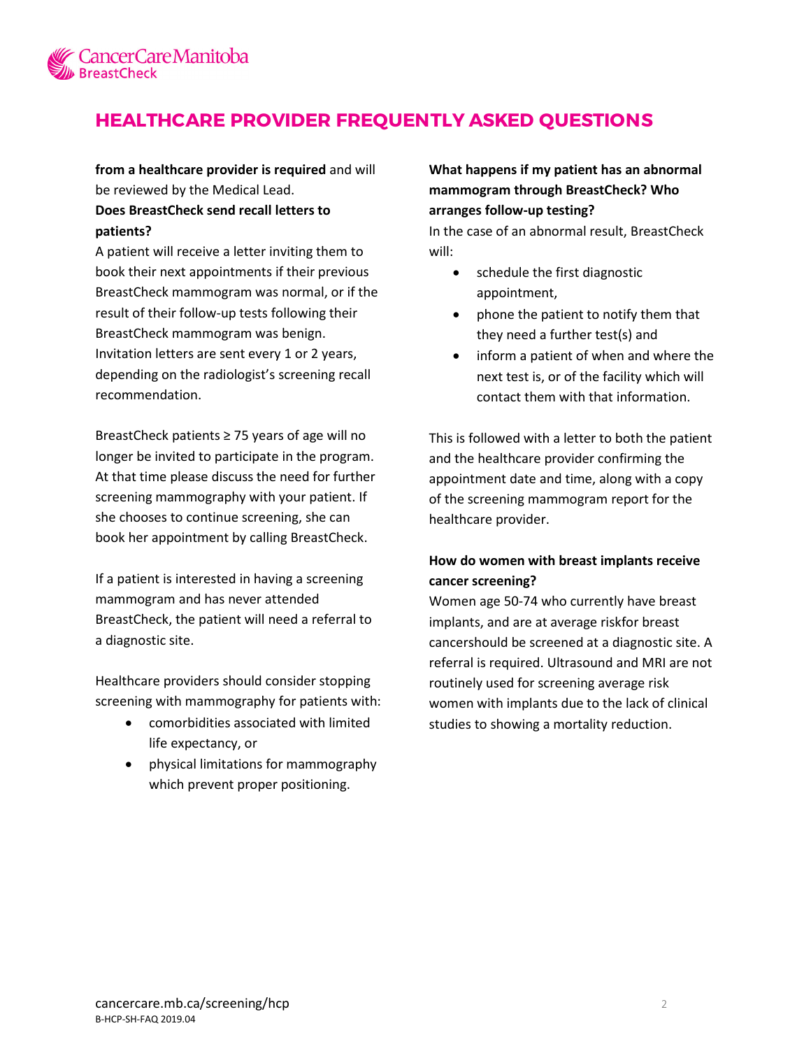**from a healthcare provider is required** and will be reviewed by the Medical Lead.

**Does BreastCheck send recall letters to patients?**

A patient will receive a letter inviting them to book their next appointments if their previous BreastCheck mammogram was normal, or if the result of their follow-up tests following their BreastCheck mammogram was benign. Invitation letters are sent every 1 or 2 years, depending on the radiologist's screening recall recommendation.

BreastCheck patients ≥ 75 years of age will no longer be invited to participate in the program. At that time please discuss the need for further screening mammography with your patient. If she chooses to continue screening, she can book her appointment by calling BreastCheck.

If a patient is interested in having a screening mammogram and has never attended BreastCheck, the patient will need a referral to a diagnostic site.

Healthcare providers should consider stopping screening with mammography for patients with:

- comorbidities associated with limited life expectancy, or
- physical limitations for mammography which prevent proper positioning.

**What happens if my patient has an abnormal mammogram through BreastCheck? Who arranges follow-up testing?**

In the case of an abnormal result, BreastCheck will:

- schedule the first diagnostic appointment,
- phone the patient to notify them that they need a further test(s) and
- inform a patient of when and where the next test is, or of the facility which will contact them with that information.

This is followed with a letter to both the patient and the healthcare provider confirming the appointment date and time, along with a copy of the screening mammogram report for the healthcare provider.

**How do women with breast implants receive cancer screening?**

Women age 50-74 who currently have breast implants, and are at average riskfor breast cancershould be screened at a diagnostic site. A referral is required. Ultrasound and MRI are not routinely used for screening average risk women with implants due to the lack of clinical studies to showing a mortality reduction.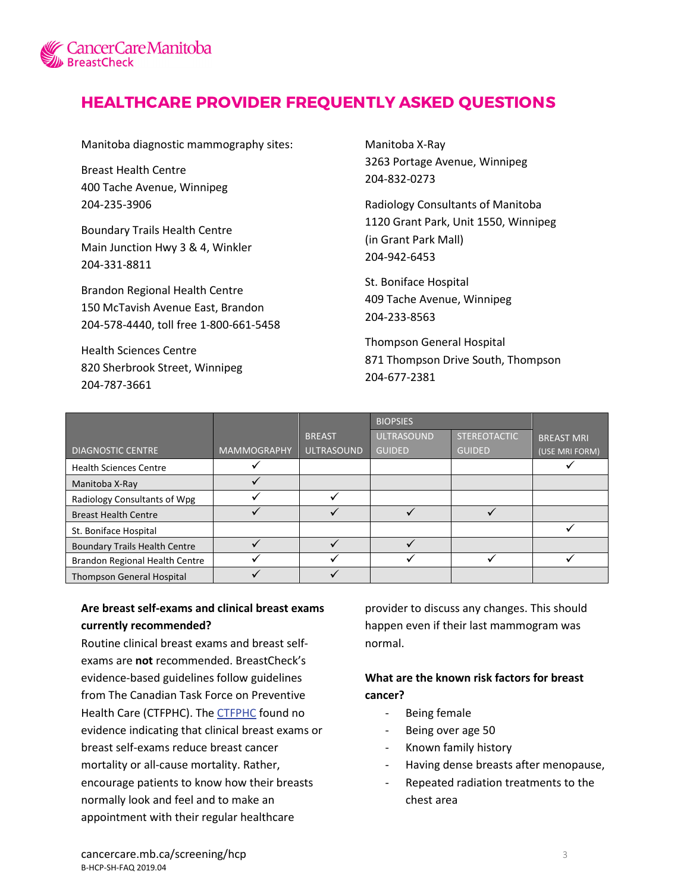## HEALTHCARE PROVIDER FREQUENTLY ASKED QUESTIONS

Manitoba diagnostic mammography sites:

Breast Health Centre
400 Tache Avenue, Winnipeg
204-235-3906

Boundary Trails Health Centre
Main Junction Hwy 3 & 4, Winkler
204-331-8811

Brandon Regional Health Centre
150 McTavish Avenue East, Brandon
204-578-4440, toll free 1-800-661-5458

Health Sciences Centre
820 Sherbrook Street, Winnipeg
204-787-3661

Manitoba X-Ray
3263 Portage Avenue, Winnipeg
204-832-0273

Radiology Consultants of Manitoba
1120 Grant Park, Unit 1550, Winnipeg
(in Grant Park Mall)
204-942-6453

St. Boniface Hospital
409 Tache Avenue, Winnipeg
204-233-8563

Thompson General Hospital
871 Thompson Drive South, Thompson
204-677-2381

| DIAGNOSTIC CENTRE | MAMMOGRAPHY | BREAST ULTRASOUND | BIOPSIES | | BREAST MRI (USE MRI FORM) |
|---|---|---|---|---|---|
| | | | ULTRASOUND GUIDED | STEREOTACTIC GUIDED | |
| Health Sciences Centre | ✓ | | | | ✓ |
| Manitoba X-Ray | ✓ | | | | |
| Radiology Consultants of Wpg | ✓ | ✓ | | | |
| Breast Health Centre | ✓ | ✓ | ✓ | ✓ | |
| St. Boniface Hospital | | | | | ✓ |
| Boundary Trails Health Centre | ✓ | ✓ | ✓ | | |
| Brandon Regional Health Centre | ✓ | ✓ | ✓ | ✓ | ✓ |
| Thompson General Hospital | ✓ | ✓ | | | |

**Are breast self-exams and clinical breast exams currently recommended?**

Routine clinical breast exams and breast self-exams are **not** recommended. BreastCheck's evidence-based guidelines follow guidelines from The Canadian Task Force on Preventive Health Care (CTFPHC). The CTFPHC found no evidence indicating that clinical breast exams or breast self-exams reduce breast cancer mortality or all-cause mortality. Rather, encourage patients to know how their breasts normally look and feel and to make an appointment with their regular healthcare provider to discuss any changes. This should happen even if their last mammogram was normal.

**What are the known risk factors for breast cancer?**

- Being female
- Being over age 50
- Known family history
- Having dense breasts after menopause,
- Repeated radiation treatments to the chest area

cancercare.mb.ca/screening/hcp
B-HCP-SH-FAQ 2019.04